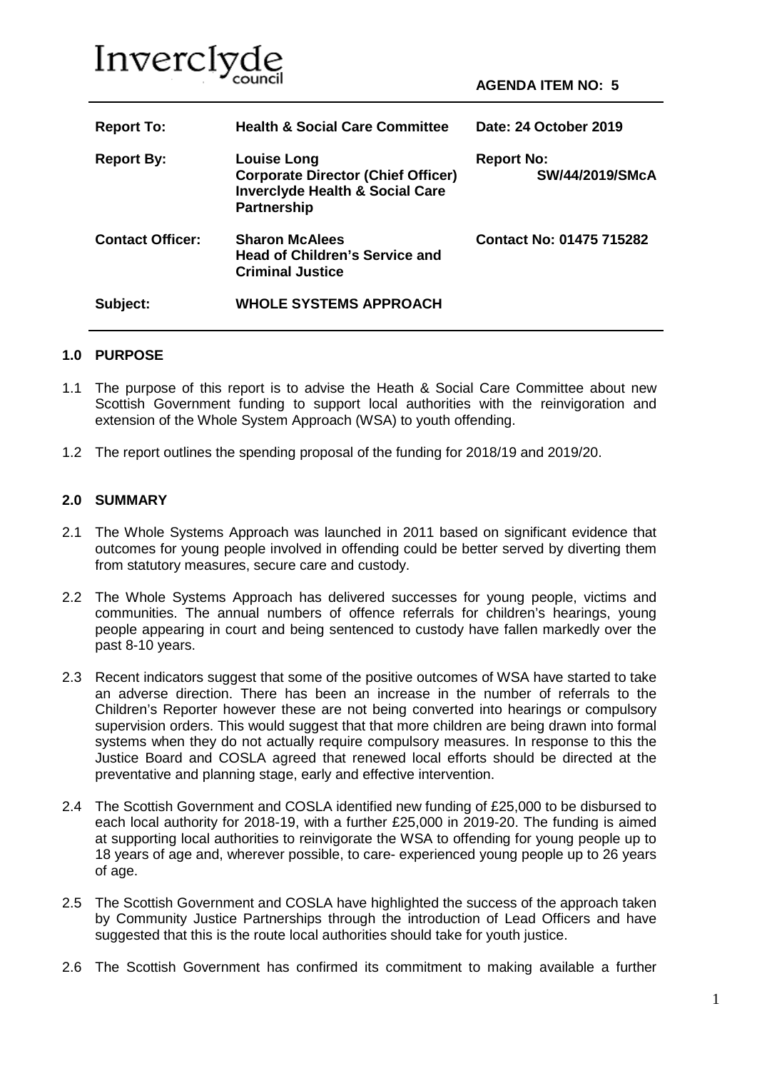Inverclyde council

**AGENDA ITEM NO: 5**

| | | |
|---|---|---|
| **Report To:** | **Health & Social Care Committee** | **Date: 24 October 2019** |
| **Report By:** | **Louise Long**<br>**Corporate Director (Chief Officer)**<br>**Inverclyde Health & Social Care Partnership** | **Report No:**<br>**SW/44/2019/SMcA** |
| **Contact Officer:** | **Sharon McAlees**<br>**Head of Children's Service and Criminal Justice** | **Contact No: 01475 715282** |
| **Subject:** | **WHOLE SYSTEMS APPROACH** | |

## 1.0 PURPOSE

1.1 The purpose of this report is to advise the Heath & Social Care Committee about new Scottish Government funding to support local authorities with the reinvigoration and extension of the Whole System Approach (WSA) to youth offending.

1.2 The report outlines the spending proposal of the funding for 2018/19 and 2019/20.

## 2.0 SUMMARY

2.1 The Whole Systems Approach was launched in 2011 based on significant evidence that outcomes for young people involved in offending could be better served by diverting them from statutory measures, secure care and custody.

2.2 The Whole Systems Approach has delivered successes for young people, victims and communities. The annual numbers of offence referrals for children's hearings, young people appearing in court and being sentenced to custody have fallen markedly over the past 8-10 years.

2.3 Recent indicators suggest that some of the positive outcomes of WSA have started to take an adverse direction. There has been an increase in the number of referrals to the Children's Reporter however these are not being converted into hearings or compulsory supervision orders. This would suggest that that more children are being drawn into formal systems when they do not actually require compulsory measures. In response to this the Justice Board and COSLA agreed that renewed local efforts should be directed at the preventative and planning stage, early and effective intervention.

2.4 The Scottish Government and COSLA identified new funding of £25,000 to be disbursed to each local authority for 2018-19, with a further £25,000 in 2019-20. The funding is aimed at supporting local authorities to reinvigorate the WSA to offending for young people up to 18 years of age and, wherever possible, to care- experienced young people up to 26 years of age.

2.5 The Scottish Government and COSLA have highlighted the success of the approach taken by Community Justice Partnerships through the introduction of Lead Officers and have suggested that this is the route local authorities should take for youth justice.

2.6 The Scottish Government has confirmed its commitment to making available a further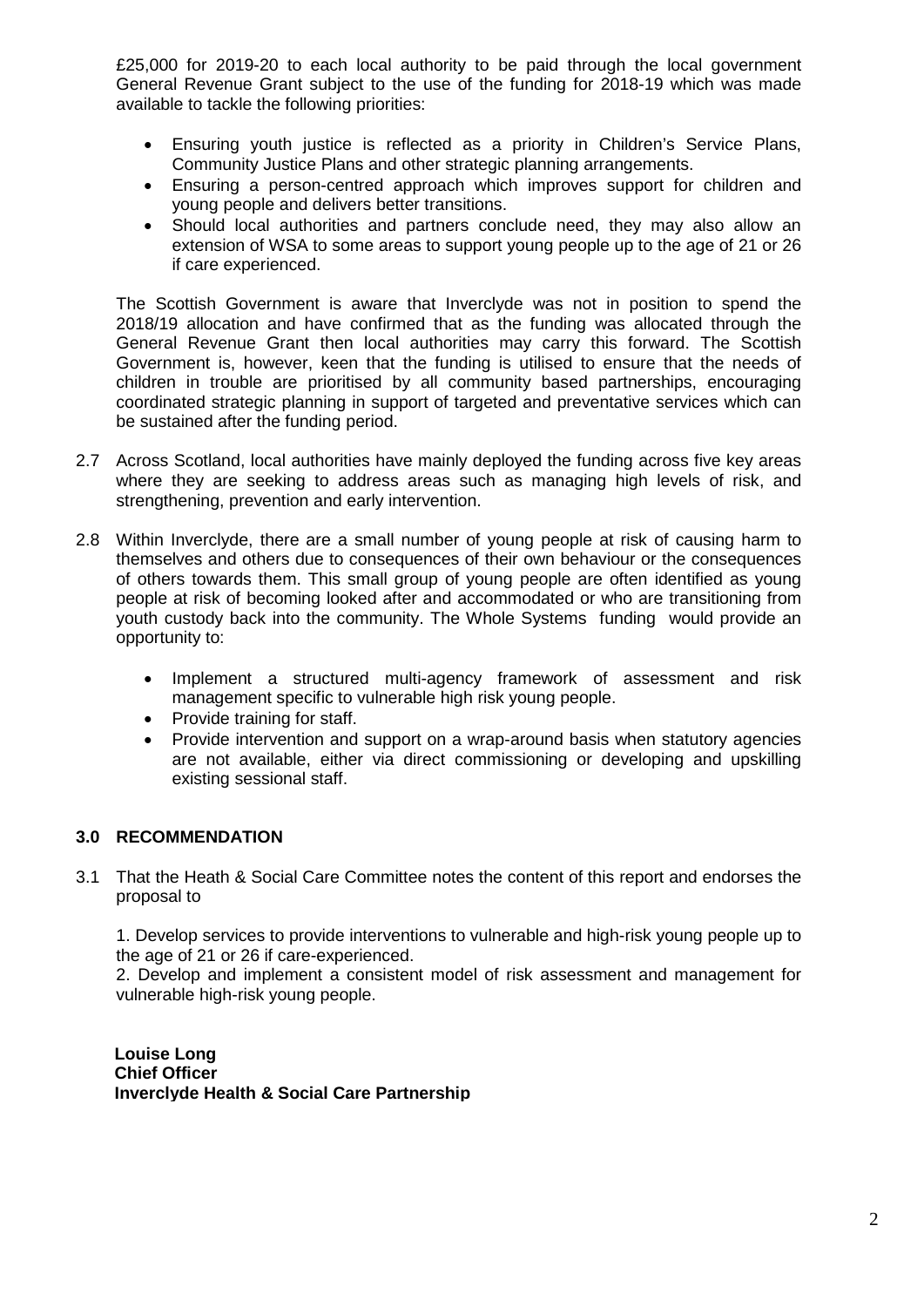£25,000 for 2019-20 to each local authority to be paid through the local government General Revenue Grant subject to the use of the funding for 2018-19 which was made available to tackle the following priorities:

- Ensuring youth justice is reflected as a priority in Children's Service Plans, Community Justice Plans and other strategic planning arrangements.
- Ensuring a person-centred approach which improves support for children and young people and delivers better transitions.
- Should local authorities and partners conclude need, they may also allow an extension of WSA to some areas to support young people up to the age of 21 or 26 if care experienced.

The Scottish Government is aware that Inverclyde was not in position to spend the 2018/19 allocation and have confirmed that as the funding was allocated through the General Revenue Grant then local authorities may carry this forward. The Scottish Government is, however, keen that the funding is utilised to ensure that the needs of children in trouble are prioritised by all community based partnerships, encouraging coordinated strategic planning in support of targeted and preventative services which can be sustained after the funding period.

2.7 Across Scotland, local authorities have mainly deployed the funding across five key areas where they are seeking to address areas such as managing high levels of risk, and strengthening, prevention and early intervention.

2.8 Within Inverclyde, there are a small number of young people at risk of causing harm to themselves and others due to consequences of their own behaviour or the consequences of others towards them. This small group of young people are often identified as young people at risk of becoming looked after and accommodated or who are transitioning from youth custody back into the community. The Whole Systems funding would provide an opportunity to:

- Implement a structured multi-agency framework of assessment and risk management specific to vulnerable high risk young people.
- Provide training for staff.
- Provide intervention and support on a wrap-around basis when statutory agencies are not available, either via direct commissioning or developing and upskilling existing sessional staff.

## 3.0 RECOMMENDATION

3.1 That the Heath & Social Care Committee notes the content of this report and endorses the proposal to

1. Develop services to provide interventions to vulnerable and high-risk young people up to the age of 21 or 26 if care-experienced.
2. Develop and implement a consistent model of risk assessment and management for vulnerable high-risk young people.

**Louise Long**
**Chief Officer**
**Inverclyde Health & Social Care Partnership**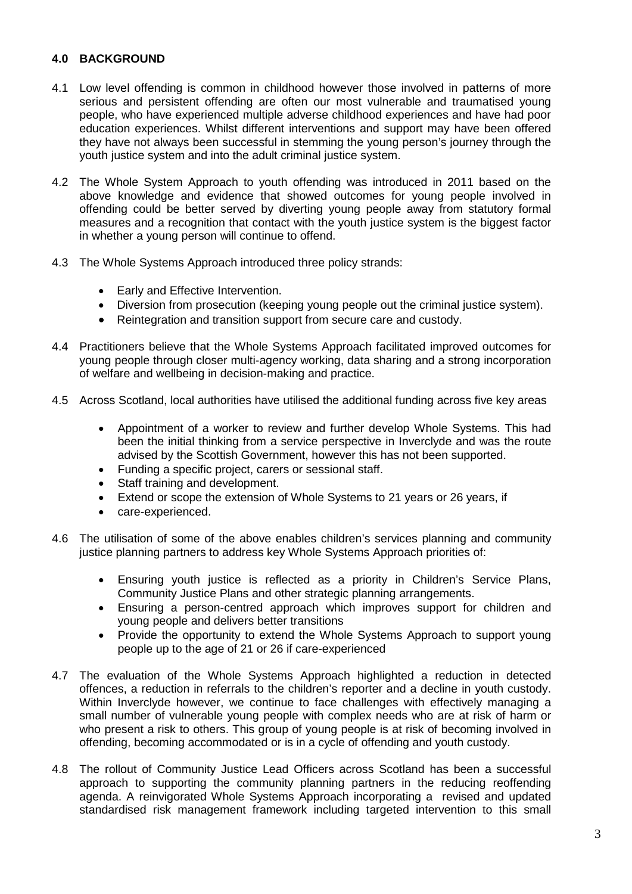## 4.0 BACKGROUND

4.1 Low level offending is common in childhood however those involved in patterns of more serious and persistent offending are often our most vulnerable and traumatised young people, who have experienced multiple adverse childhood experiences and have had poor education experiences. Whilst different interventions and support may have been offered they have not always been successful in stemming the young person's journey through the youth justice system and into the adult criminal justice system.

4.2 The Whole System Approach to youth offending was introduced in 2011 based on the above knowledge and evidence that showed outcomes for young people involved in offending could be better served by diverting young people away from statutory formal measures and a recognition that contact with the youth justice system is the biggest factor in whether a young person will continue to offend.

4.3 The Whole Systems Approach introduced three policy strands:

- Early and Effective Intervention.
- Diversion from prosecution (keeping young people out the criminal justice system).
- Reintegration and transition support from secure care and custody.

4.4 Practitioners believe that the Whole Systems Approach facilitated improved outcomes for young people through closer multi-agency working, data sharing and a strong incorporation of welfare and wellbeing in decision-making and practice.

4.5 Across Scotland, local authorities have utilised the additional funding across five key areas

- Appointment of a worker to review and further develop Whole Systems. This had been the initial thinking from a service perspective in Inverclyde and was the route advised by the Scottish Government, however this has not been supported.
- Funding a specific project, carers or sessional staff.
- Staff training and development.
- Extend or scope the extension of Whole Systems to 21 years or 26 years, if
- care-experienced.

4.6 The utilisation of some of the above enables children's services planning and community justice planning partners to address key Whole Systems Approach priorities of:

- Ensuring youth justice is reflected as a priority in Children's Service Plans, Community Justice Plans and other strategic planning arrangements.
- Ensuring a person-centred approach which improves support for children and young people and delivers better transitions
- Provide the opportunity to extend the Whole Systems Approach to support young people up to the age of 21 or 26 if care-experienced

4.7 The evaluation of the Whole Systems Approach highlighted a reduction in detected offences, a reduction in referrals to the children's reporter and a decline in youth custody. Within Inverclyde however, we continue to face challenges with effectively managing a small number of vulnerable young people with complex needs who are at risk of harm or who present a risk to others. This group of young people is at risk of becoming involved in offending, becoming accommodated or is in a cycle of offending and youth custody.

4.8 The rollout of Community Justice Lead Officers across Scotland has been a successful approach to supporting the community planning partners in the reducing reoffending agenda. A reinvigorated Whole Systems Approach incorporating a revised and updated standardised risk management framework including targeted intervention to this small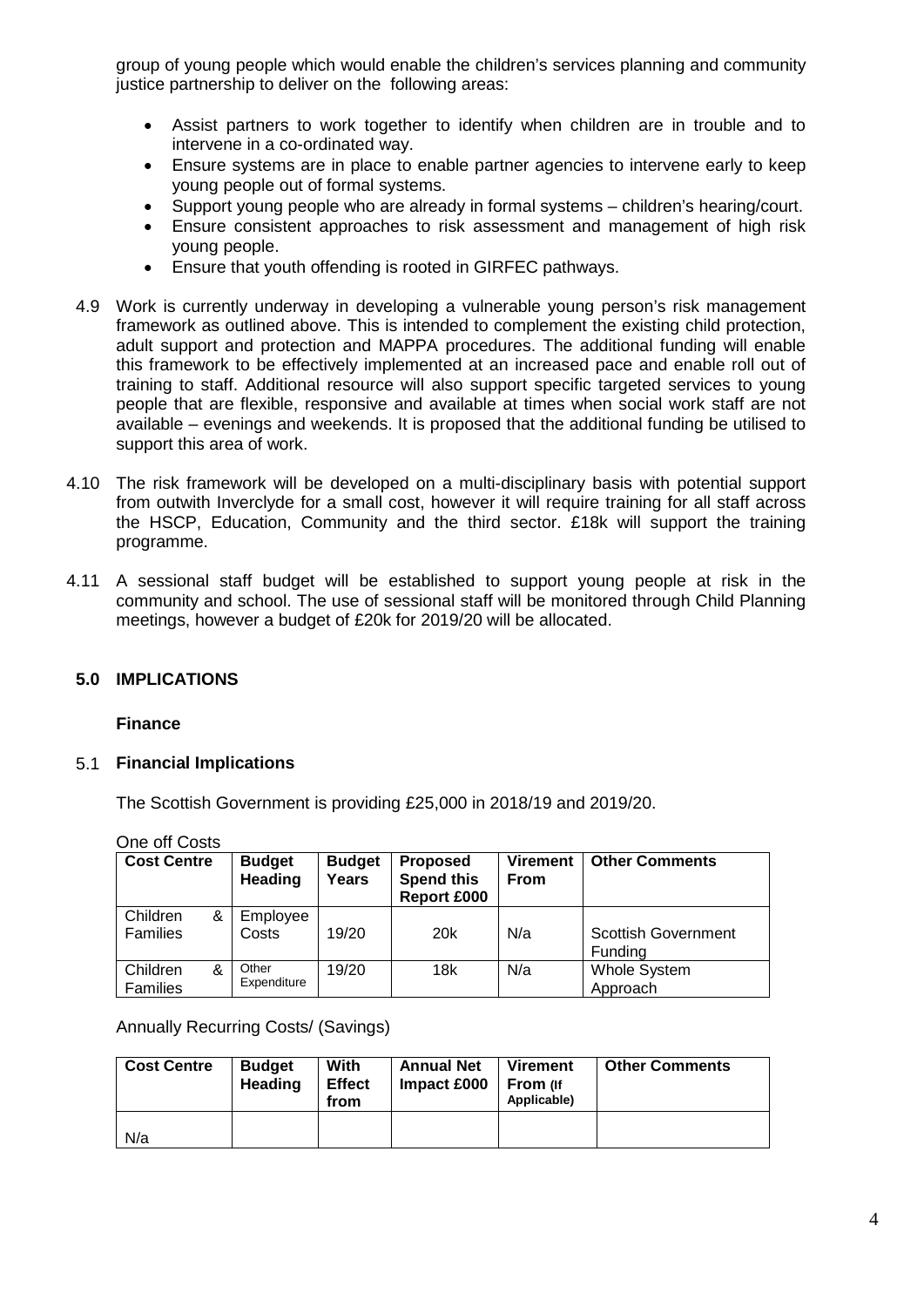group of young people which would enable the children's services planning and community justice partnership to deliver on the following areas:

- Assist partners to work together to identify when children are in trouble and to intervene in a co-ordinated way.
- Ensure systems are in place to enable partner agencies to intervene early to keep young people out of formal systems.
- Support young people who are already in formal systems – children's hearing/court.
- Ensure consistent approaches to risk assessment and management of high risk young people.
- Ensure that youth offending is rooted in GIRFEC pathways.

4.9 Work is currently underway in developing a vulnerable young person's risk management framework as outlined above. This is intended to complement the existing child protection, adult support and protection and MAPPA procedures. The additional funding will enable this framework to be effectively implemented at an increased pace and enable roll out of training to staff. Additional resource will also support specific targeted services to young people that are flexible, responsive and available at times when social work staff are not available – evenings and weekends. It is proposed that the additional funding be utilised to support this area of work.

4.10 The risk framework will be developed on a multi-disciplinary basis with potential support from outwith Inverclyde for a small cost, however it will require training for all staff across the HSCP, Education, Community and the third sector. £18k will support the training programme.

4.11 A sessional staff budget will be established to support young people at risk in the community and school. The use of sessional staff will be monitored through Child Planning meetings, however a budget of £20k for 2019/20 will be allocated.

## 5.0 IMPLICATIONS

**Finance**

### 5.1 Financial Implications

The Scottish Government is providing £25,000 in 2018/19 and 2019/20.

One off Costs

| Cost Centre | Budget Heading | Budget Years | Proposed Spend this Report £000 | Virement From | Other Comments |
|---|---|---|---|---|---|
| Children & Families | Employee Costs | 19/20 | 20k | N/a | Scottish Government Funding |
| Children & Families | Other Expenditure | 19/20 | 18k | N/a | Whole System Approach |

Annually Recurring Costs/ (Savings)

| Cost Centre | Budget Heading | With Effect from | Annual Net Impact £000 | Virement From (If Applicable) | Other Comments |
|---|---|---|---|---|---|
| N/a | | | | | |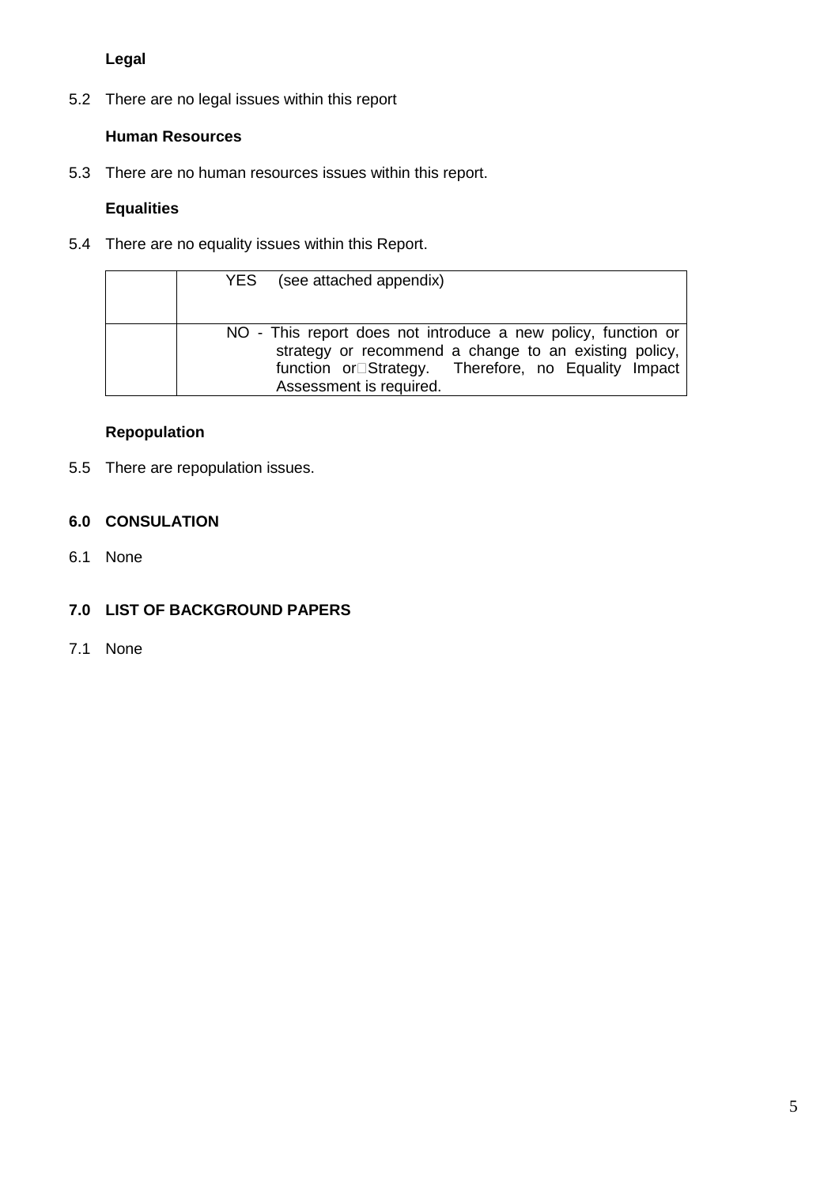**Legal**

5.2 There are no legal issues within this report

**Human Resources**

5.3 There are no human resources issues within this report.

**Equalities**

5.4 There are no equality issues within this Report.

| | |
|---|---|
| | YES (see attached appendix) |
| | NO - This report does not introduce a new policy, function or strategy or recommend a change to an existing policy, function or Strategy. Therefore, no Equality Impact Assessment is required. |

**Repopulation**

5.5 There are repopulation issues.

## 6.0 CONSULATION

6.1 None

## 7.0 LIST OF BACKGROUND PAPERS

7.1 None